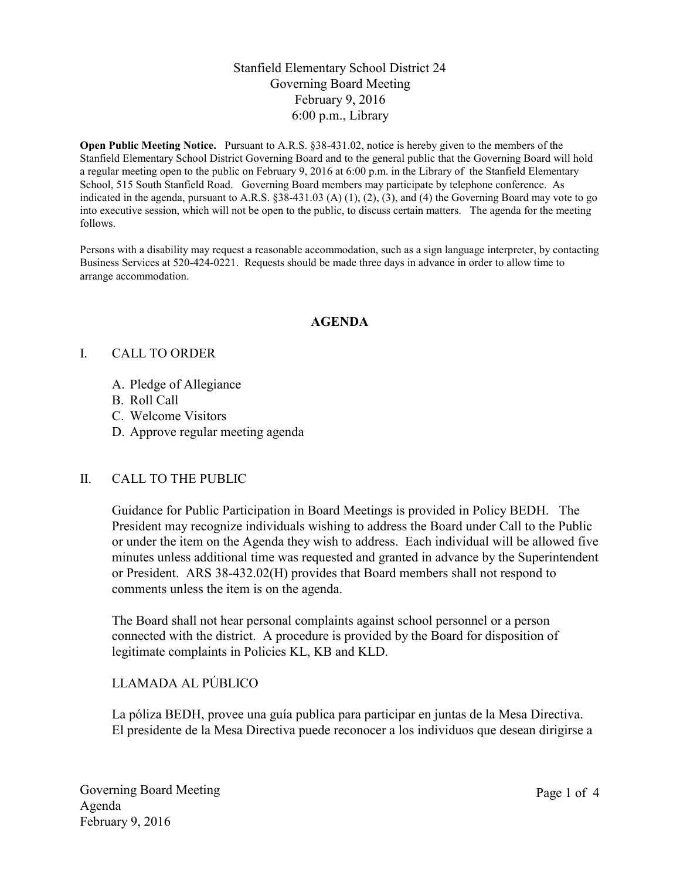# Stanfield Elementary School District 24
## Governing Board Meeting
### February 9, 2016
### 6:00 p.m., Library

**Open Public Meeting Notice.** Pursuant to A.R.S. §38-431.02, notice is hereby given to the members of the Stanfield Elementary School District Governing Board and to the general public that the Governing Board will hold a regular meeting open to the public on February 9, 2016 at 6:00 p.m. in the Library of the Stanfield Elementary School, 515 South Stanfield Road. Governing Board members may participate by telephone conference. As indicated in the agenda, pursuant to A.R.S. §38-431.03 (A) (1), (2), (3), and (4) the Governing Board may vote to go into executive session, which will not be open to the public, to discuss certain matters. The agenda for the meeting follows.

Persons with a disability may request a reasonable accommodation, such as a sign language interpreter, by contacting Business Services at 520-424-0221. Requests should be made three days in advance in order to allow time to arrange accommodation.

## AGENDA

I. CALL TO ORDER

A. Pledge of Allegiance
B. Roll Call
C. Welcome Visitors
D. Approve regular meeting agenda

II. CALL TO THE PUBLIC

Guidance for Public Participation in Board Meetings is provided in Policy BEDH. The President may recognize individuals wishing to address the Board under Call to the Public or under the item on the Agenda they wish to address. Each individual will be allowed five minutes unless additional time was requested and granted in advance by the Superintendent or President. ARS 38-432.02(H) provides that Board members shall not respond to comments unless the item is on the agenda.

The Board shall not hear personal complaints against school personnel or a person connected with the district. A procedure is provided by the Board for disposition of legitimate complaints in Policies KL, KB and KLD.

LLAMADA AL PÚBLICO

La póliza BEDH, provee una guía publica para participar en juntas de la Mesa Directiva. El presidente de la Mesa Directiva puede reconocer a los individuos que desean dirigirse a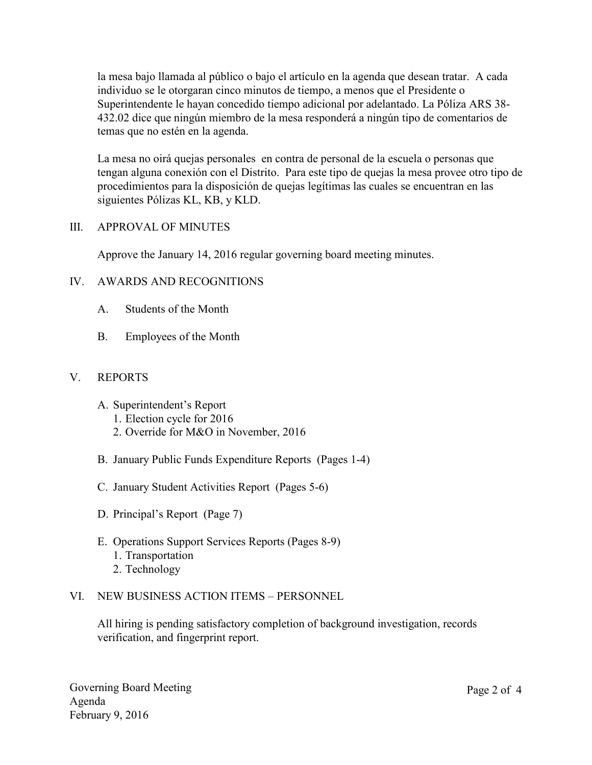la mesa bajo llamada al público o bajo el artículo en la agenda que desean tratar. A cada individuo se le otorgaran cinco minutos de tiempo, a menos que el Presidente o Superintendente le hayan concedido tiempo adicional por adelantado. La Póliza ARS 38-432.02 dice que ningún miembro de la mesa responderá a ningún tipo de comentarios de temas que no estén en la agenda.

La mesa no oirá quejas personales en contra de personal de la escuela o personas que tengan alguna conexión con el Distrito. Para este tipo de quejas la mesa provee otro tipo de procedimientos para la disposición de quejas legítimas las cuales se encuentran en las siguientes Pólizas KL, KB, y KLD.

## III. APPROVAL OF MINUTES

Approve the January 14, 2016 regular governing board meeting minutes.

## IV. AWARDS AND RECOGNITIONS

A. Students of the Month

B. Employees of the Month

## V. REPORTS

A. Superintendent's Report
   1. Election cycle for 2016
   2. Override for M&O in November, 2016

B. January Public Funds Expenditure Reports (Pages 1-4)

C. January Student Activities Report (Pages 5-6)

D. Principal's Report (Page 7)

E. Operations Support Services Reports (Pages 8-9)
   1. Transportation
   2. Technology

## VI. NEW BUSINESS ACTION ITEMS – PERSONNEL

All hiring is pending satisfactory completion of background investigation, records verification, and fingerprint report.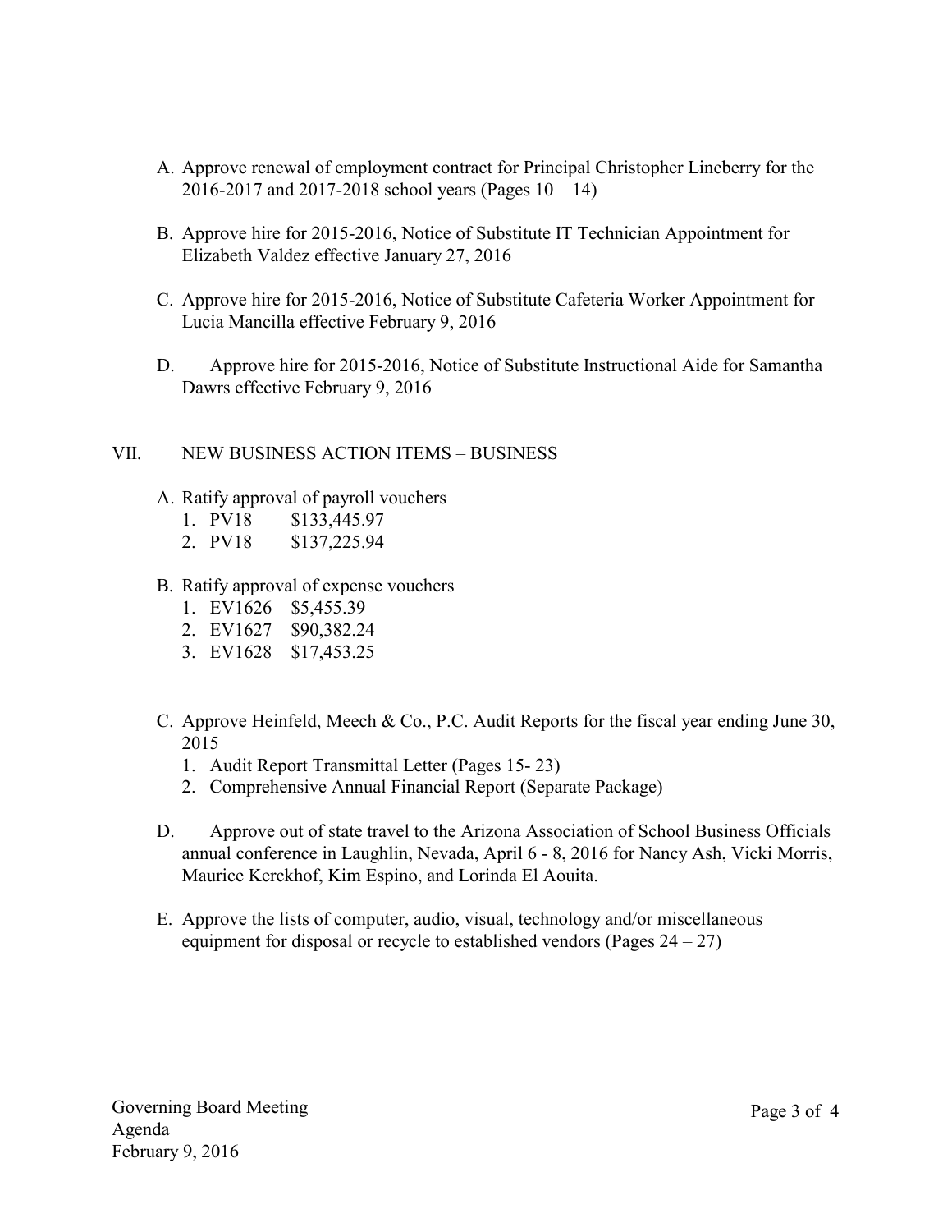A. Approve renewal of employment contract for Principal Christopher Lineberry for the 2016-2017 and 2017-2018 school years (Pages 10 – 14)

B. Approve hire for 2015-2016, Notice of Substitute IT Technician Appointment for Elizabeth Valdez effective January 27, 2016

C. Approve hire for 2015-2016, Notice of Substitute Cafeteria Worker Appointment for Lucia Mancilla effective February 9, 2016

D. Approve hire for 2015-2016, Notice of Substitute Instructional Aide for Samantha Dawrs effective February 9, 2016

## VII. NEW BUSINESS ACTION ITEMS – BUSINESS

A. Ratify approval of payroll vouchers
   1. PV18 $133,445.97
   2. PV18 $137,225.94

B. Ratify approval of expense vouchers
   1. EV1626 $5,455.39
   2. EV1627 $90,382.24
   3. EV1628 $17,453.25

C. Approve Heinfeld, Meech & Co., P.C. Audit Reports for the fiscal year ending June 30, 2015
   1. Audit Report Transmittal Letter (Pages 15- 23)
   2. Comprehensive Annual Financial Report (Separate Package)

D. Approve out of state travel to the Arizona Association of School Business Officials annual conference in Laughlin, Nevada, April 6 - 8, 2016 for Nancy Ash, Vicki Morris, Maurice Kerckhof, Kim Espino, and Lorinda El Aouita.

E. Approve the lists of computer, audio, visual, technology and/or miscellaneous equipment for disposal or recycle to established vendors (Pages 24 – 27)

Governing Board Meeting
Agenda
February 9, 2016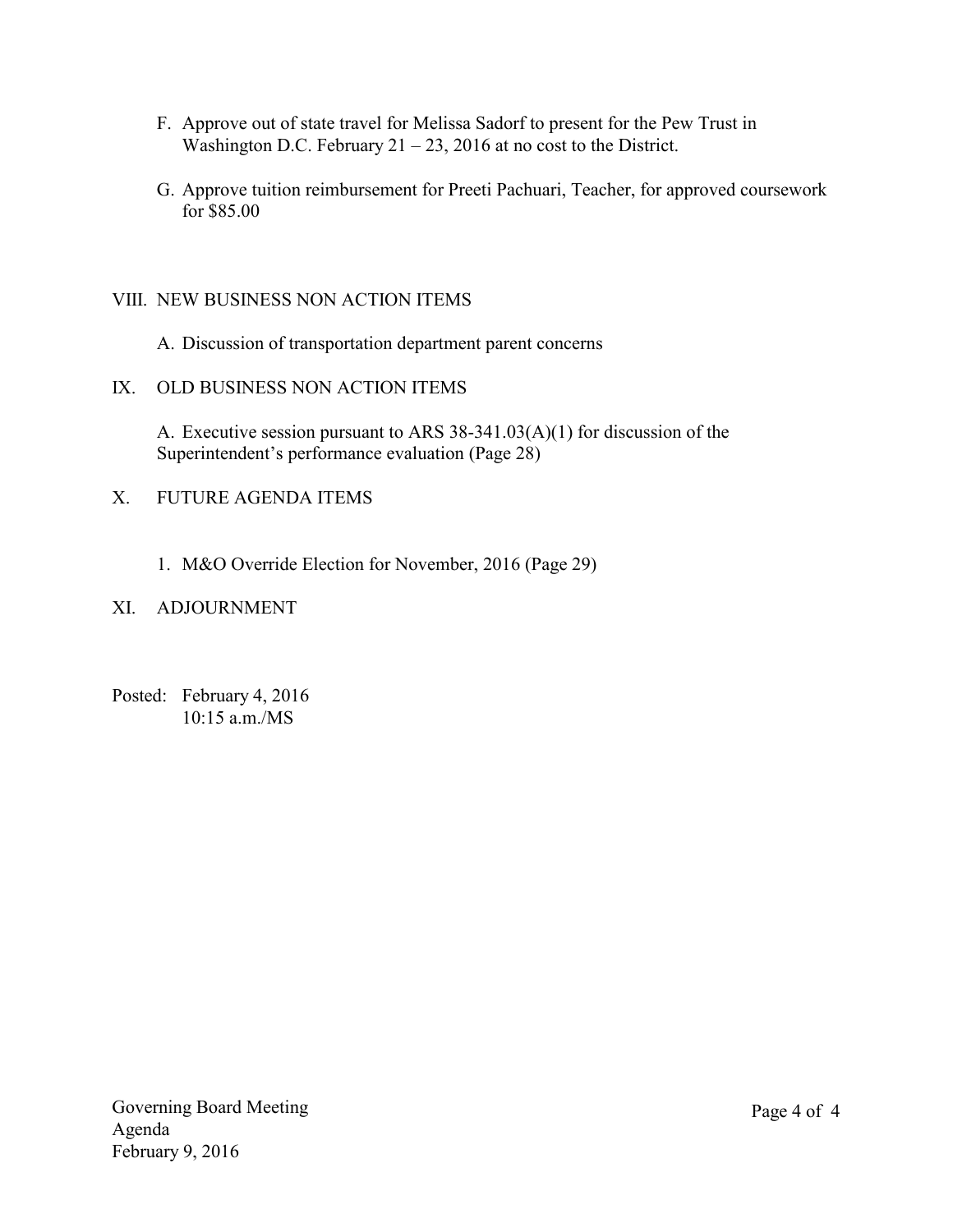F. Approve out of state travel for Melissa Sadorf to present for the Pew Trust in Washington D.C. February 21 – 23, 2016 at no cost to the District.

G. Approve tuition reimbursement for Preeti Pachuari, Teacher, for approved coursework for $85.00

## VIII. NEW BUSINESS NON ACTION ITEMS

A. Discussion of transportation department parent concerns

## IX. OLD BUSINESS NON ACTION ITEMS

A. Executive session pursuant to ARS 38-341.03(A)(1) for discussion of the Superintendent's performance evaluation (Page 28)

## X. FUTURE AGENDA ITEMS

1. M&O Override Election for November, 2016 (Page 29)

## XI. ADJOURNMENT

Posted: February 4, 2016
10:15 a.m./MS